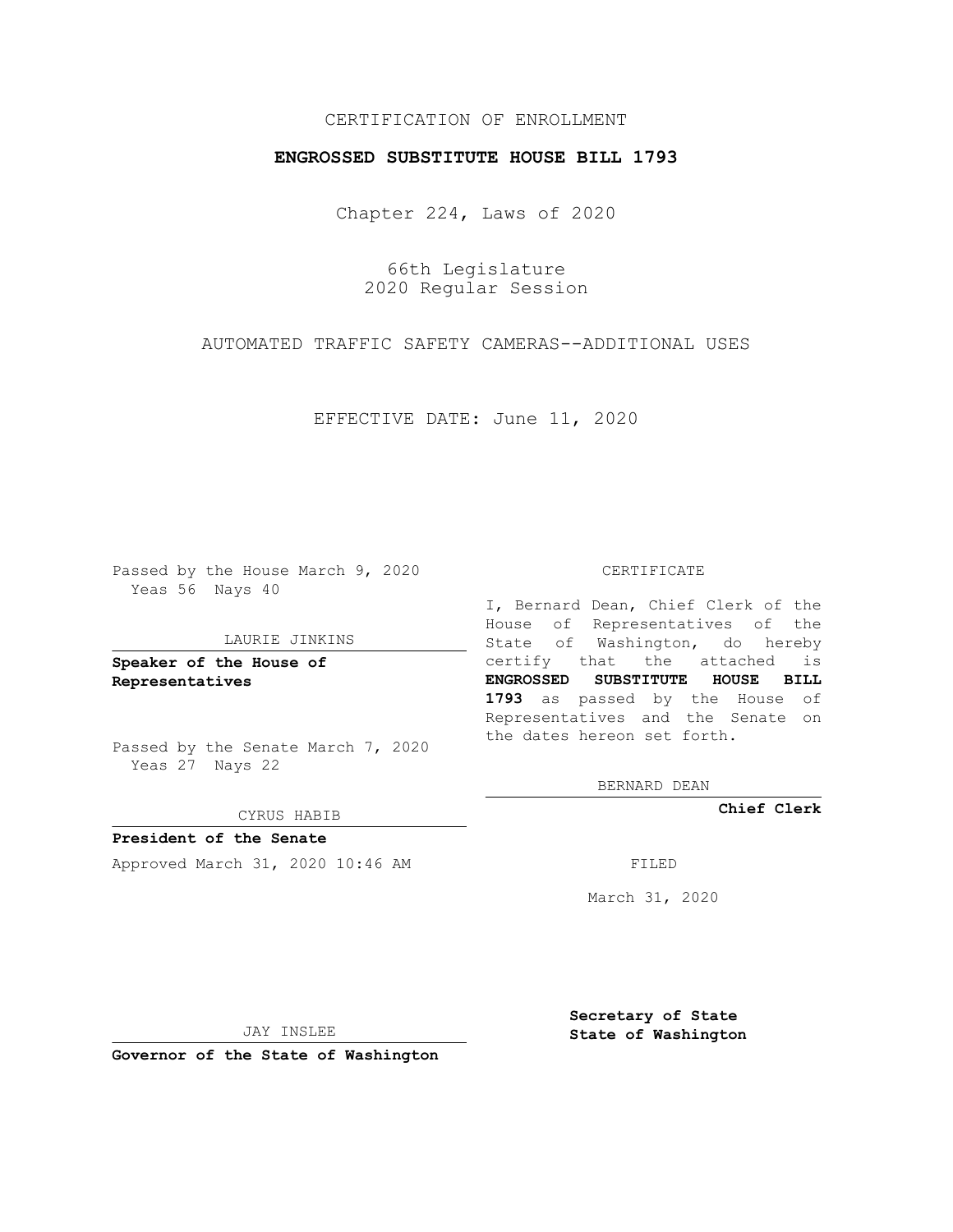CERTIFICATION OF ENROLLMENT

**ENGROSSED SUBSTITUTE HOUSE BILL 1793**

Chapter 224, Laws of 2020

66th Legislature
2020 Regular Session

AUTOMATED TRAFFIC SAFETY CAMERAS--ADDITIONAL USES

EFFECTIVE DATE: June 11, 2020

Passed by the House March 9, 2020
Yeas 56 Nays 40

LAURIE JINKINS

**Speaker of the House of Representatives**

Passed by the Senate March 7, 2020
Yeas 27 Nays 22

CYRUS HABIB

**President of the Senate**

Approved March 31, 2020 10:46 AM

JAY INSLEE

**Governor of the State of Washington**

CERTIFICATE

I, Bernard Dean, Chief Clerk of the House of Representatives of the State of Washington, do hereby certify that the attached is **ENGROSSED SUBSTITUTE HOUSE BILL 1793** as passed by the House of Representatives and the Senate on the dates hereon set forth.

BERNARD DEAN

**Chief Clerk**

FILED

March 31, 2020

**Secretary of State**
**State of Washington**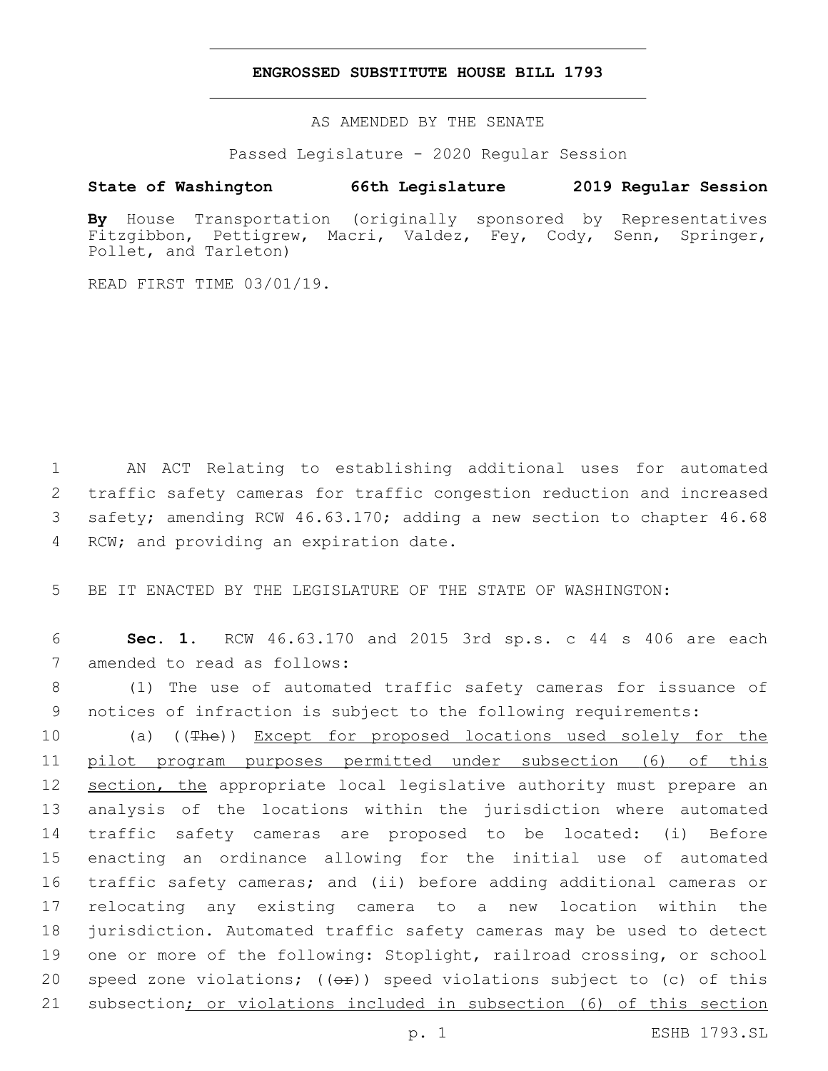# ENGROSSED SUBSTITUTE HOUSE BILL 1793

AS AMENDED BY THE SENATE

Passed Legislature - 2020 Regular Session

**State of Washington 66th Legislature 2019 Regular Session**

**By** House Transportation (originally sponsored by Representatives Fitzgibbon, Pettigrew, Macri, Valdez, Fey, Cody, Senn, Springer, Pollet, and Tarleton)

READ FIRST TIME 03/01/19.

1 AN ACT Relating to establishing additional uses for automated
2 traffic safety cameras for traffic congestion reduction and increased
3 safety; amending RCW 46.63.170; adding a new section to chapter 46.68
4 RCW; and providing an expiration date.

5 BE IT ENACTED BY THE LEGISLATURE OF THE STATE OF WASHINGTON:

6 **Sec. 1.** RCW 46.63.170 and 2015 3rd sp.s. c 44 s 406 are each
7 amended to read as follows:

8 (1) The use of automated traffic safety cameras for issuance of
9 notices of infraction is subject to the following requirements:

10 (a) ((~~The~~)) <u>Except for proposed locations used solely for the</u>
11 <u>pilot program purposes permitted under subsection (6) of this</u>
12 <u>section, the</u> appropriate local legislative authority must prepare an
13 analysis of the locations within the jurisdiction where automated
14 traffic safety cameras are proposed to be located: (i) Before
15 enacting an ordinance allowing for the initial use of automated
16 traffic safety cameras; and (ii) before adding additional cameras or
17 relocating any existing camera to a new location within the
18 jurisdiction. Automated traffic safety cameras may be used to detect
19 one or more of the following: Stoplight, railroad crossing, or school
20 speed zone violations; ((~~or~~)) speed violations subject to (c) of this
21 subsection<u>; or violations included in subsection (6) of this section</u>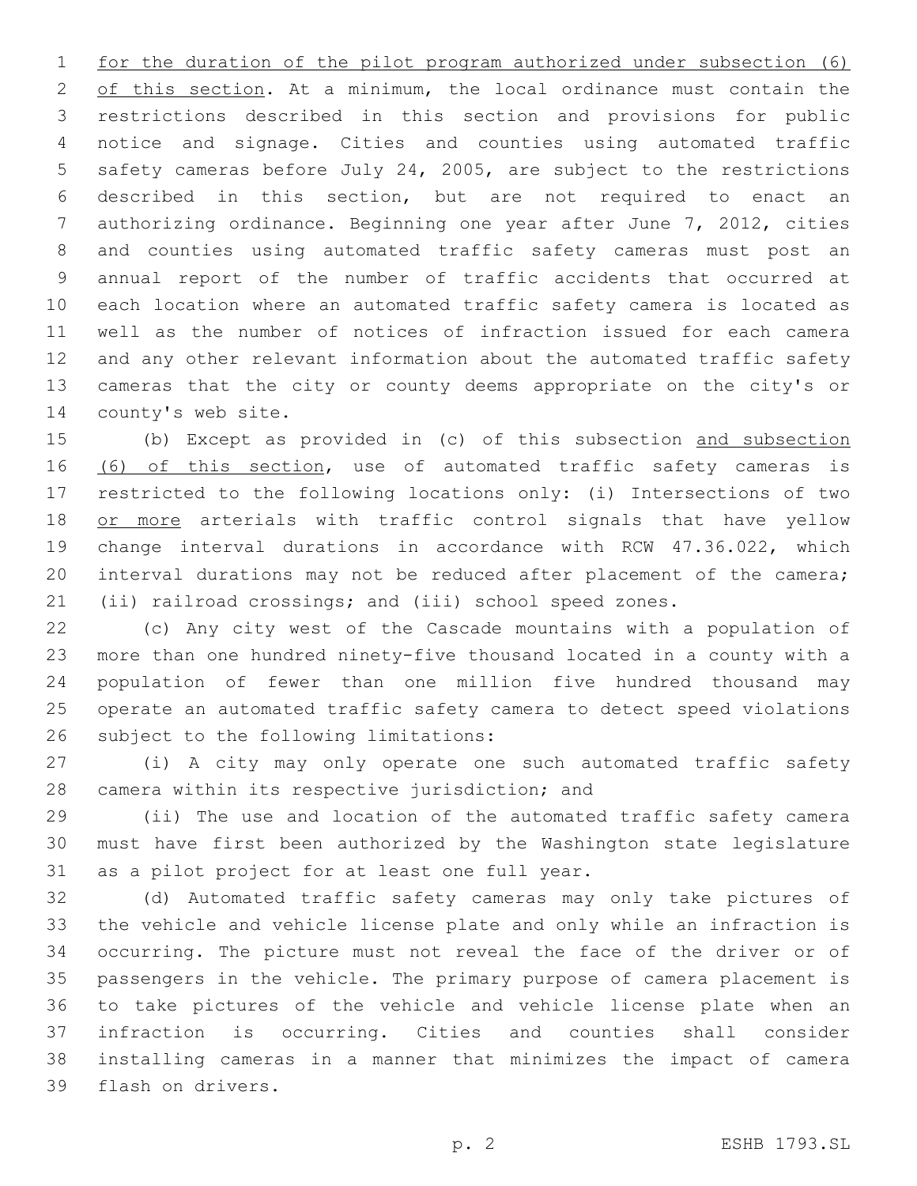for the duration of the pilot program authorized under subsection (6) of this section. At a minimum, the local ordinance must contain the restrictions described in this section and provisions for public notice and signage. Cities and counties using automated traffic safety cameras before July 24, 2005, are subject to the restrictions described in this section, but are not required to enact an authorizing ordinance. Beginning one year after June 7, 2012, cities and counties using automated traffic safety cameras must post an annual report of the number of traffic accidents that occurred at each location where an automated traffic safety camera is located as well as the number of notices of infraction issued for each camera and any other relevant information about the automated traffic safety cameras that the city or county deems appropriate on the city's or county's web site.

(b) Except as provided in (c) of this subsection and subsection (6) of this section, use of automated traffic safety cameras is restricted to the following locations only: (i) Intersections of two or more arterials with traffic control signals that have yellow change interval durations in accordance with RCW 47.36.022, which interval durations may not be reduced after placement of the camera; (ii) railroad crossings; and (iii) school speed zones.

(c) Any city west of the Cascade mountains with a population of more than one hundred ninety-five thousand located in a county with a population of fewer than one million five hundred thousand may operate an automated traffic safety camera to detect speed violations subject to the following limitations:

(i) A city may only operate one such automated traffic safety camera within its respective jurisdiction; and

(ii) The use and location of the automated traffic safety camera must have first been authorized by the Washington state legislature as a pilot project for at least one full year.

(d) Automated traffic safety cameras may only take pictures of the vehicle and vehicle license plate and only while an infraction is occurring. The picture must not reveal the face of the driver or of passengers in the vehicle. The primary purpose of camera placement is to take pictures of the vehicle and vehicle license plate when an infraction is occurring. Cities and counties shall consider installing cameras in a manner that minimizes the impact of camera flash on drivers.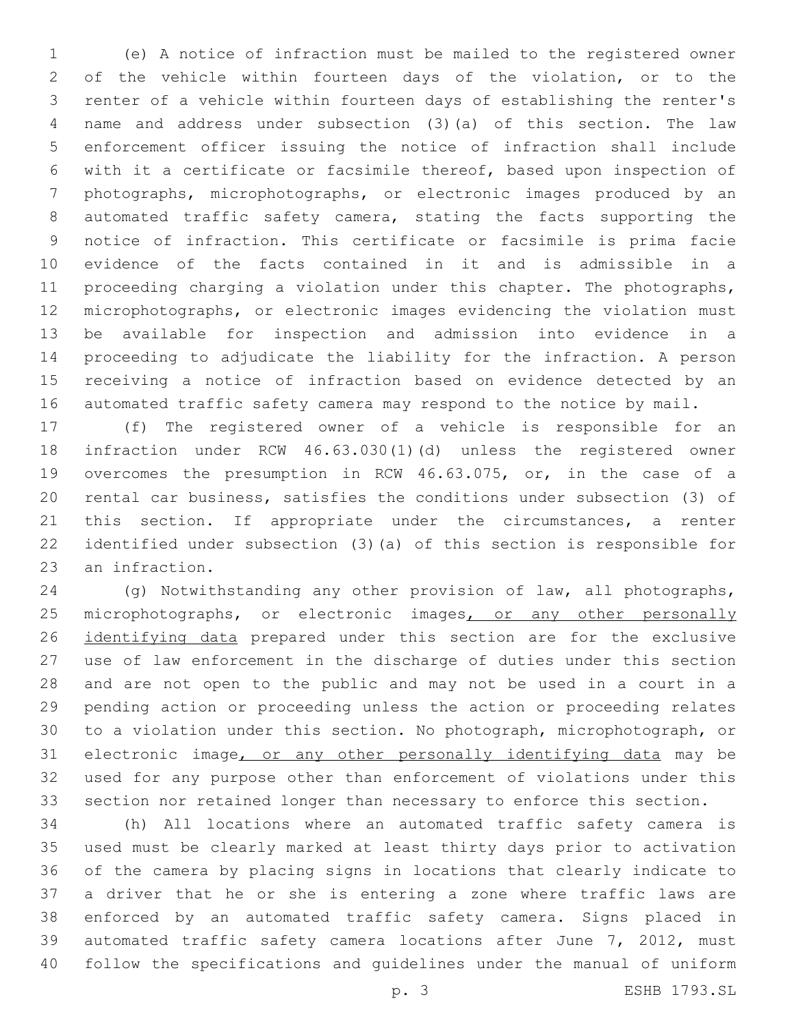(e) A notice of infraction must be mailed to the registered owner of the vehicle within fourteen days of the violation, or to the renter of a vehicle within fourteen days of establishing the renter's name and address under subsection (3)(a) of this section. The law enforcement officer issuing the notice of infraction shall include with it a certificate or facsimile thereof, based upon inspection of photographs, microphotographs, or electronic images produced by an automated traffic safety camera, stating the facts supporting the notice of infraction. This certificate or facsimile is prima facie evidence of the facts contained in it and is admissible in a proceeding charging a violation under this chapter. The photographs, microphotographs, or electronic images evidencing the violation must be available for inspection and admission into evidence in a proceeding to adjudicate the liability for the infraction. A person receiving a notice of infraction based on evidence detected by an automated traffic safety camera may respond to the notice by mail.

(f) The registered owner of a vehicle is responsible for an infraction under RCW 46.63.030(1)(d) unless the registered owner overcomes the presumption in RCW 46.63.075, or, in the case of a rental car business, satisfies the conditions under subsection (3) of this section. If appropriate under the circumstances, a renter identified under subsection (3)(a) of this section is responsible for an infraction.

(g) Notwithstanding any other provision of law, all photographs, microphotographs, or electronic images<u>, or any other personally identifying data</u> prepared under this section are for the exclusive use of law enforcement in the discharge of duties under this section and are not open to the public and may not be used in a court in a pending action or proceeding unless the action or proceeding relates to a violation under this section. No photograph, microphotograph, or electronic image<u>, or any other personally identifying data</u> may be used for any purpose other than enforcement of violations under this section nor retained longer than necessary to enforce this section.

(h) All locations where an automated traffic safety camera is used must be clearly marked at least thirty days prior to activation of the camera by placing signs in locations that clearly indicate to a driver that he or she is entering a zone where traffic laws are enforced by an automated traffic safety camera. Signs placed in automated traffic safety camera locations after June 7, 2012, must follow the specifications and guidelines under the manual of uniform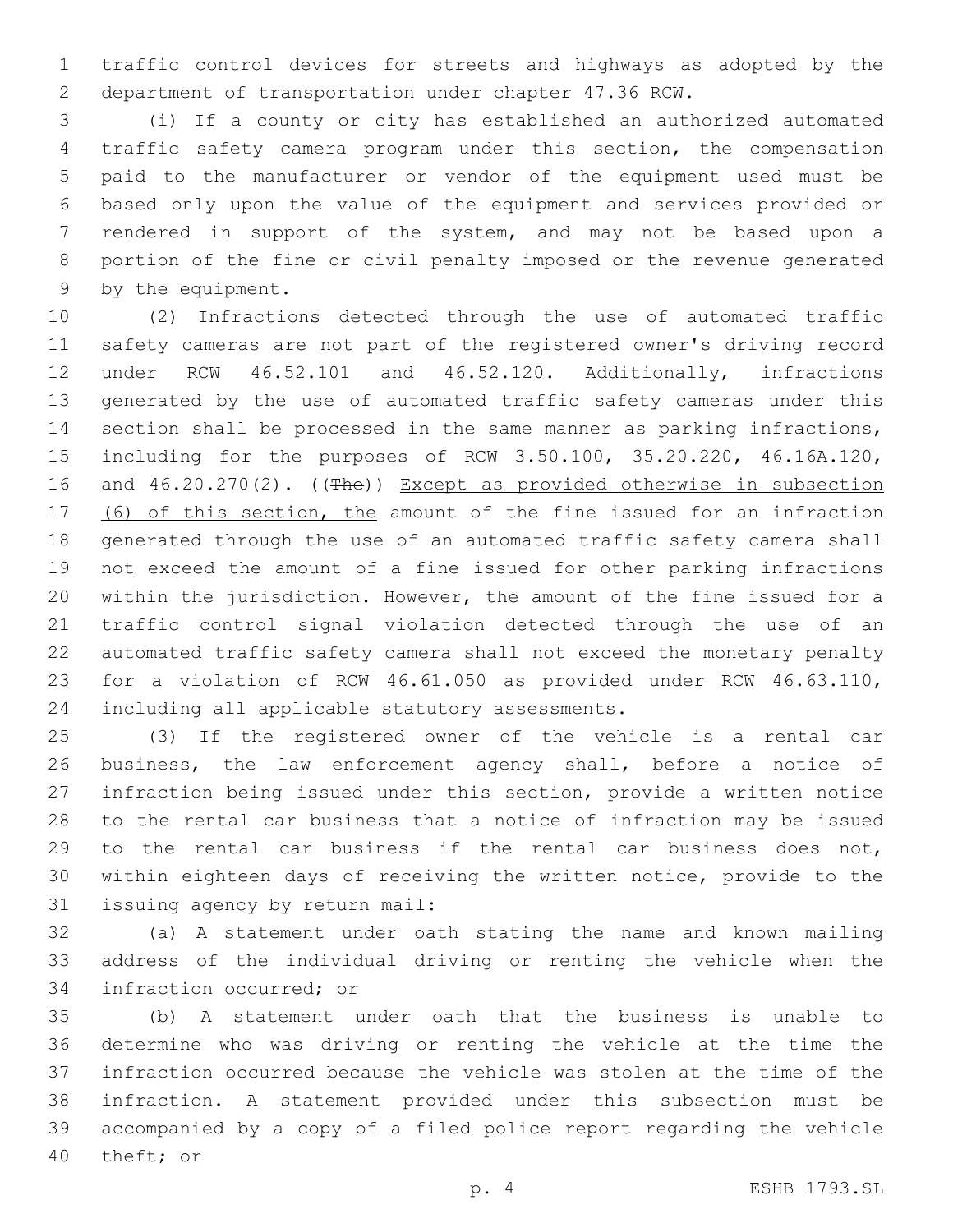traffic control devices for streets and highways as adopted by the department of transportation under chapter 47.36 RCW.

(i) If a county or city has established an authorized automated traffic safety camera program under this section, the compensation paid to the manufacturer or vendor of the equipment used must be based only upon the value of the equipment and services provided or rendered in support of the system, and may not be based upon a portion of the fine or civil penalty imposed or the revenue generated by the equipment.

(2) Infractions detected through the use of automated traffic safety cameras are not part of the registered owner's driving record under RCW 46.52.101 and 46.52.120. Additionally, infractions generated by the use of automated traffic safety cameras under this section shall be processed in the same manner as parking infractions, including for the purposes of RCW 3.50.100, 35.20.220, 46.16A.120, and 46.20.270(2). ((~~The~~)) <u>Except as provided otherwise in subsection (6) of this section, the</u> amount of the fine issued for an infraction generated through the use of an automated traffic safety camera shall not exceed the amount of a fine issued for other parking infractions within the jurisdiction. However, the amount of the fine issued for a traffic control signal violation detected through the use of an automated traffic safety camera shall not exceed the monetary penalty for a violation of RCW 46.61.050 as provided under RCW 46.63.110, including all applicable statutory assessments.

(3) If the registered owner of the vehicle is a rental car business, the law enforcement agency shall, before a notice of infraction being issued under this section, provide a written notice to the rental car business that a notice of infraction may be issued to the rental car business if the rental car business does not, within eighteen days of receiving the written notice, provide to the issuing agency by return mail:

(a) A statement under oath stating the name and known mailing address of the individual driving or renting the vehicle when the infraction occurred; or

(b) A statement under oath that the business is unable to determine who was driving or renting the vehicle at the time the infraction occurred because the vehicle was stolen at the time of the infraction. A statement provided under this subsection must be accompanied by a copy of a filed police report regarding the vehicle theft; or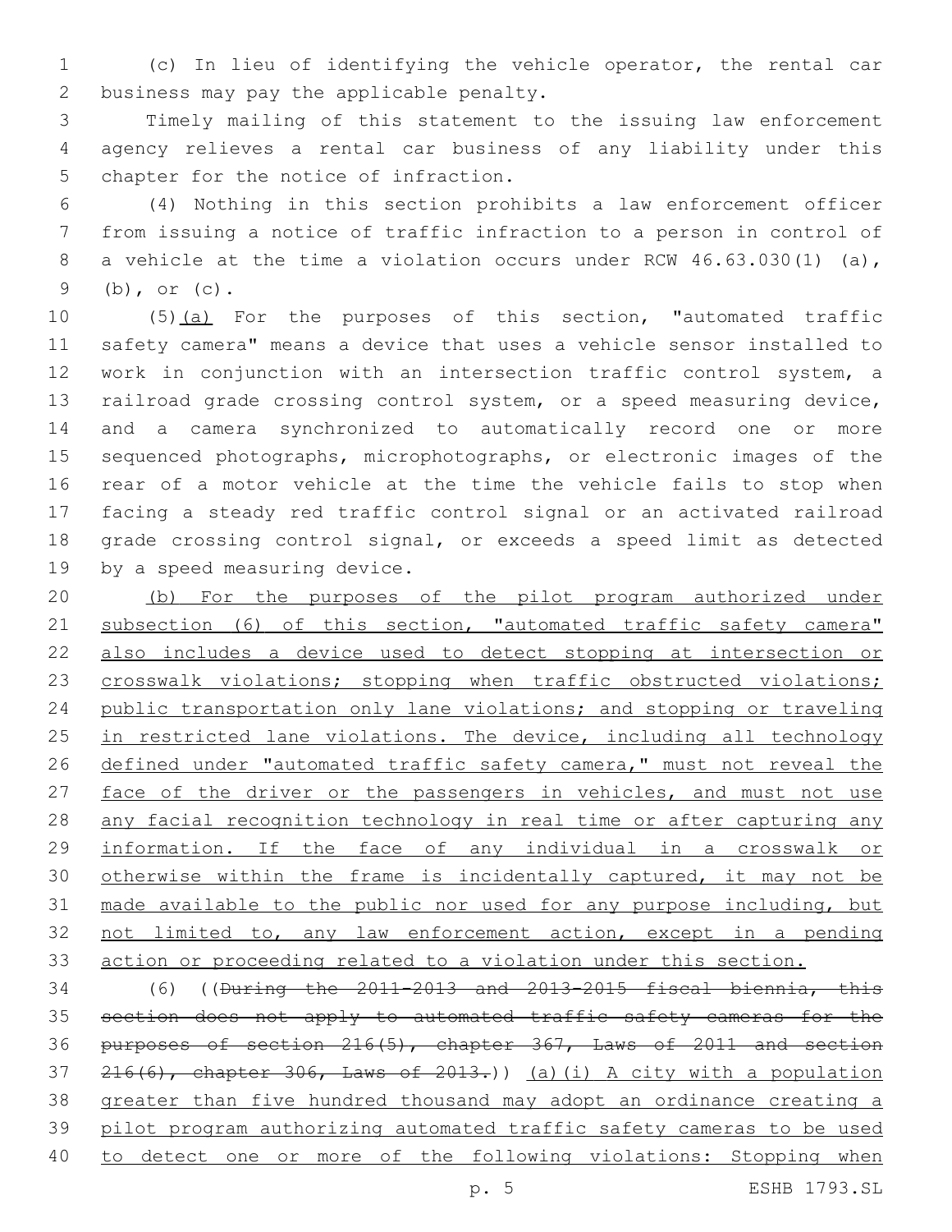(c) In lieu of identifying the vehicle operator, the rental car business may pay the applicable penalty.

Timely mailing of this statement to the issuing law enforcement agency relieves a rental car business of any liability under this chapter for the notice of infraction.

(4) Nothing in this section prohibits a law enforcement officer from issuing a notice of traffic infraction to a person in control of a vehicle at the time a violation occurs under RCW 46.63.030(1) (a), (b), or (c).

(5)(a) For the purposes of this section, "automated traffic safety camera" means a device that uses a vehicle sensor installed to work in conjunction with an intersection traffic control system, a railroad grade crossing control system, or a speed measuring device, and a camera synchronized to automatically record one or more sequenced photographs, microphotographs, or electronic images of the rear of a motor vehicle at the time the vehicle fails to stop when facing a steady red traffic control signal or an activated railroad grade crossing control signal, or exceeds a speed limit as detected by a speed measuring device.

(b) For the purposes of the pilot program authorized under subsection (6) of this section, "automated traffic safety camera" also includes a device used to detect stopping at intersection or crosswalk violations; stopping when traffic obstructed violations; public transportation only lane violations; and stopping or traveling in restricted lane violations. The device, including all technology defined under "automated traffic safety camera," must not reveal the face of the driver or the passengers in vehicles, and must not use any facial recognition technology in real time or after capturing any information. If the face of any individual in a crosswalk or otherwise within the frame is incidentally captured, it may not be made available to the public nor used for any purpose including, but not limited to, any law enforcement action, except in a pending action or proceeding related to a violation under this section.

(6) ((~~During the 2011-2013 and 2013-2015 fiscal biennia, this section does not apply to automated traffic safety cameras for the purposes of section 216(5), chapter 367, Laws of 2011 and section 216(6), chapter 306, Laws of 2013.~~)) (a)(i) A city with a population greater than five hundred thousand may adopt an ordinance creating a pilot program authorizing automated traffic safety cameras to be used to detect one or more of the following violations: Stopping when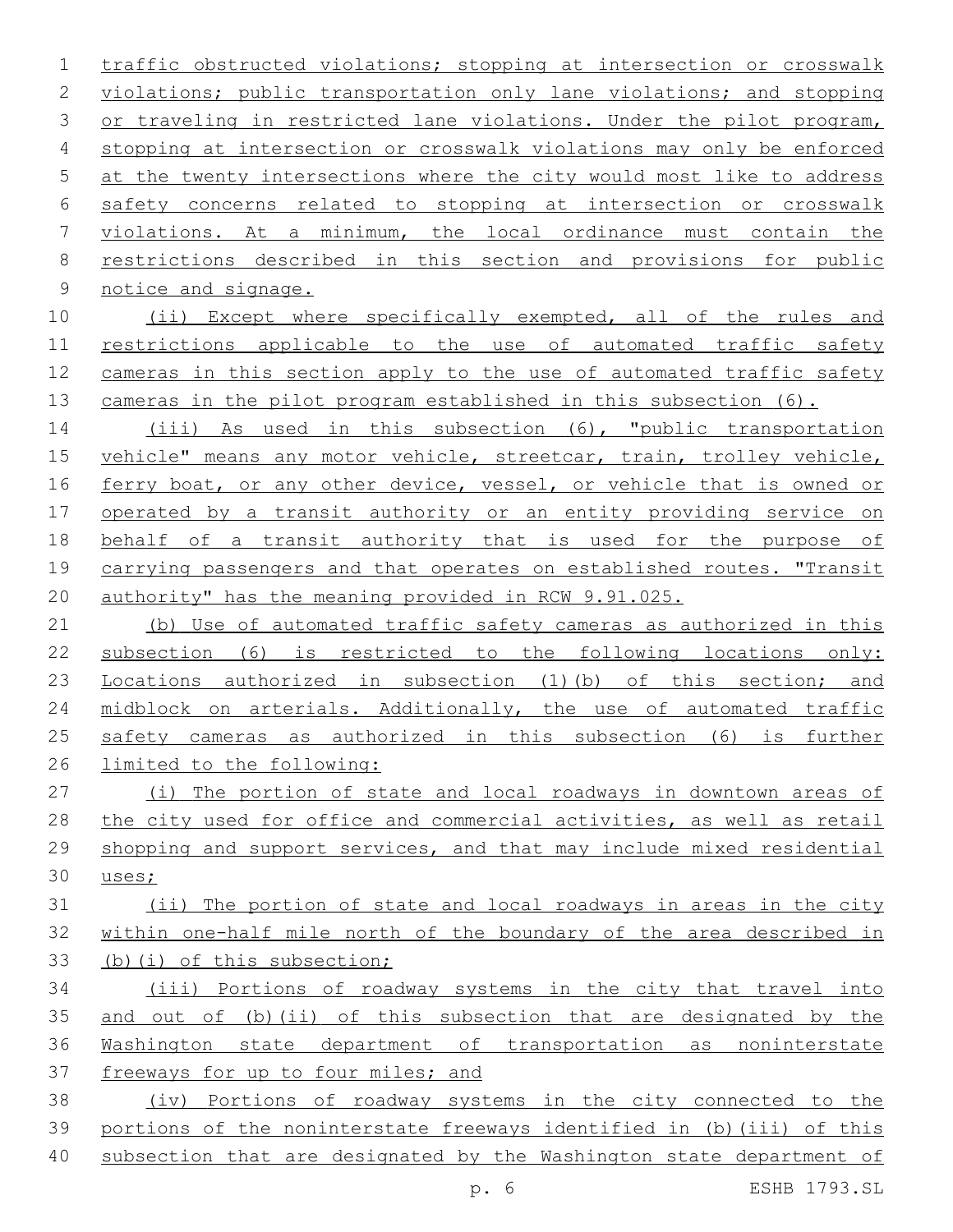traffic obstructed violations; stopping at intersection or crosswalk violations; public transportation only lane violations; and stopping or traveling in restricted lane violations. Under the pilot program, stopping at intersection or crosswalk violations may only be enforced at the twenty intersections where the city would most like to address safety concerns related to stopping at intersection or crosswalk violations. At a minimum, the local ordinance must contain the restrictions described in this section and provisions for public notice and signage.

(ii) Except where specifically exempted, all of the rules and restrictions applicable to the use of automated traffic safety cameras in this section apply to the use of automated traffic safety cameras in the pilot program established in this subsection (6).

(iii) As used in this subsection (6), "public transportation vehicle" means any motor vehicle, streetcar, train, trolley vehicle, ferry boat, or any other device, vessel, or vehicle that is owned or operated by a transit authority or an entity providing service on behalf of a transit authority that is used for the purpose of carrying passengers and that operates on established routes. "Transit authority" has the meaning provided in RCW 9.91.025.

(b) Use of automated traffic safety cameras as authorized in this subsection (6) is restricted to the following locations only: Locations authorized in subsection (1)(b) of this section; and midblock on arterials. Additionally, the use of automated traffic safety cameras as authorized in this subsection (6) is further limited to the following:

(i) The portion of state and local roadways in downtown areas of the city used for office and commercial activities, as well as retail shopping and support services, and that may include mixed residential uses;

(ii) The portion of state and local roadways in areas in the city within one-half mile north of the boundary of the area described in (b)(i) of this subsection;

(iii) Portions of roadway systems in the city that travel into and out of (b)(ii) of this subsection that are designated by the Washington state department of transportation as noninterstate freeways for up to four miles; and

(iv) Portions of roadway systems in the city connected to the portions of the noninterstate freeways identified in (b)(iii) of this subsection that are designated by the Washington state department of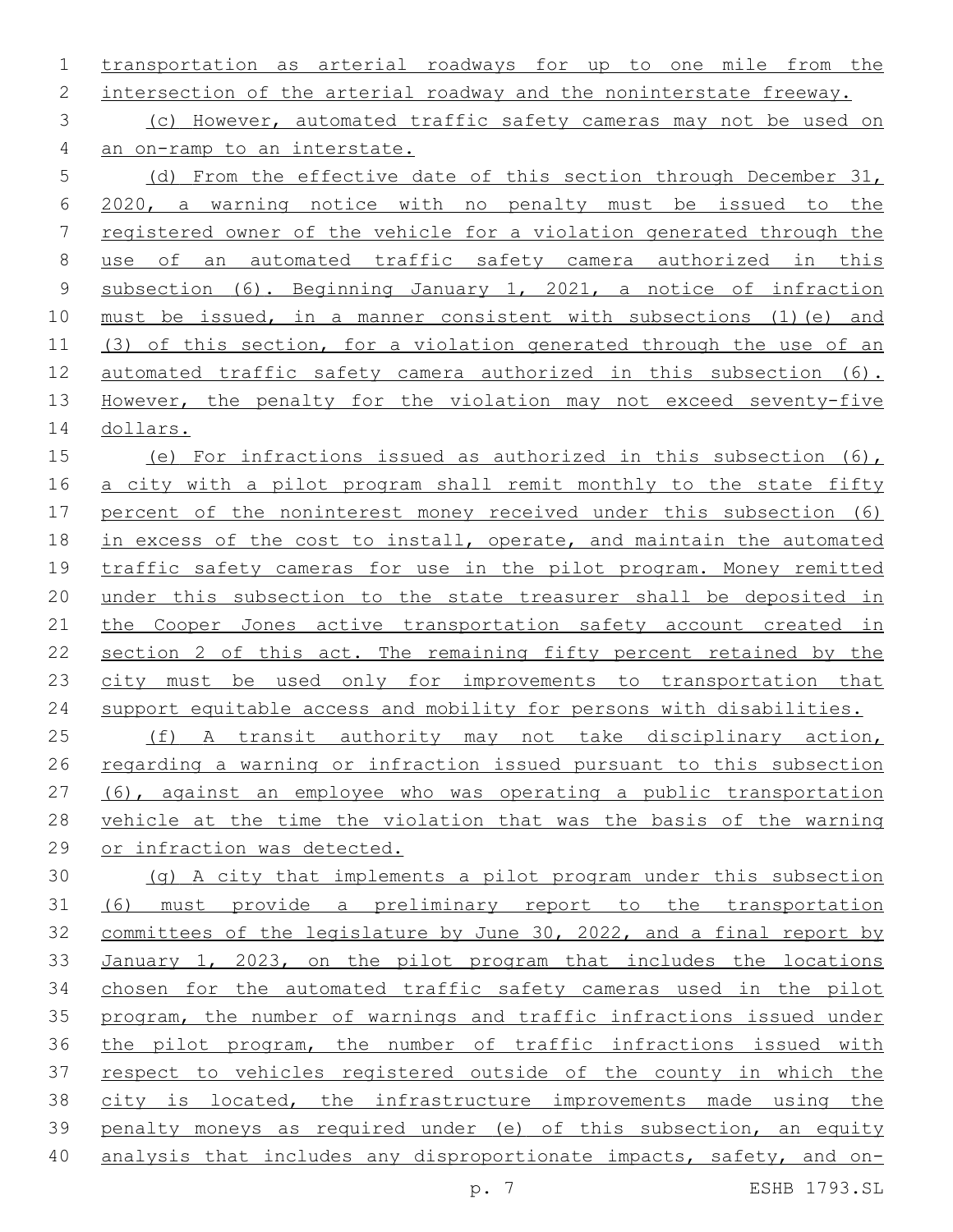transportation as arterial roadways for up to one mile from the intersection of the arterial roadway and the noninterstate freeway.

(c) However, automated traffic safety cameras may not be used on an on-ramp to an interstate.

(d) From the effective date of this section through December 31, 2020, a warning notice with no penalty must be issued to the registered owner of the vehicle for a violation generated through the use of an automated traffic safety camera authorized in this subsection (6). Beginning January 1, 2021, a notice of infraction must be issued, in a manner consistent with subsections (1)(e) and (3) of this section, for a violation generated through the use of an automated traffic safety camera authorized in this subsection (6). However, the penalty for the violation may not exceed seventy-five dollars.

(e) For infractions issued as authorized in this subsection (6), a city with a pilot program shall remit monthly to the state fifty percent of the noninterest money received under this subsection (6) in excess of the cost to install, operate, and maintain the automated traffic safety cameras for use in the pilot program. Money remitted under this subsection to the state treasurer shall be deposited in the Cooper Jones active transportation safety account created in section 2 of this act. The remaining fifty percent retained by the city must be used only for improvements to transportation that support equitable access and mobility for persons with disabilities.

(f) A transit authority may not take disciplinary action, regarding a warning or infraction issued pursuant to this subsection (6), against an employee who was operating a public transportation vehicle at the time the violation that was the basis of the warning or infraction was detected.

(g) A city that implements a pilot program under this subsection (6) must provide a preliminary report to the transportation committees of the legislature by June 30, 2022, and a final report by January 1, 2023, on the pilot program that includes the locations chosen for the automated traffic safety cameras used in the pilot program, the number of warnings and traffic infractions issued under the pilot program, the number of traffic infractions issued with respect to vehicles registered outside of the county in which the city is located, the infrastructure improvements made using the penalty moneys as required under (e) of this subsection, an equity analysis that includes any disproportionate impacts, safety, and on-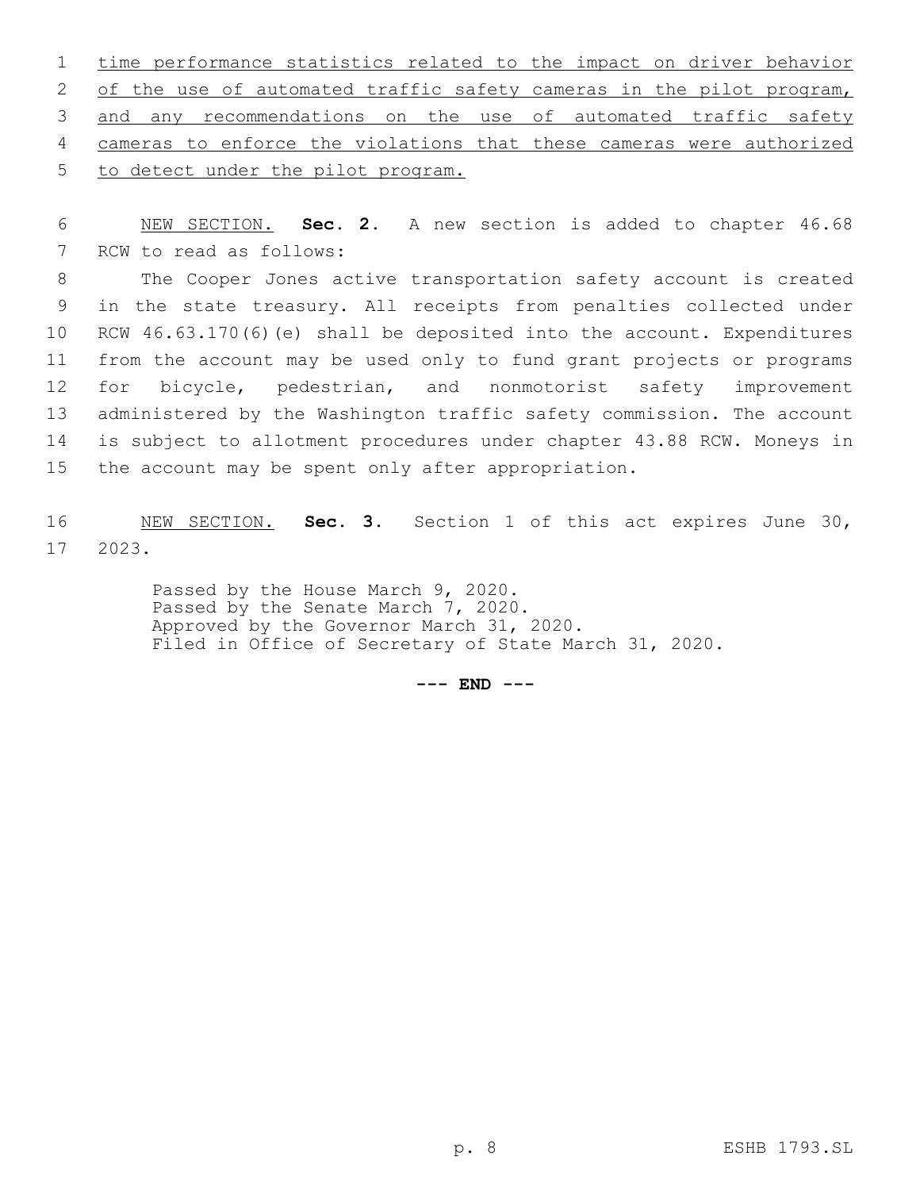time performance statistics related to the impact on driver behavior of the use of automated traffic safety cameras in the pilot program, and any recommendations on the use of automated traffic safety cameras to enforce the violations that these cameras were authorized to detect under the pilot program.

NEW SECTION. **Sec. 2.** A new section is added to chapter 46.68 RCW to read as follows:

The Cooper Jones active transportation safety account is created in the state treasury. All receipts from penalties collected under RCW 46.63.170(6)(e) shall be deposited into the account. Expenditures from the account may be used only to fund grant projects or programs for bicycle, pedestrian, and nonmotorist safety improvement administered by the Washington traffic safety commission. The account is subject to allotment procedures under chapter 43.88 RCW. Moneys in the account may be spent only after appropriation.

NEW SECTION. **Sec. 3.** Section 1 of this act expires June 30, 2023.

Passed by the House March 9, 2020.
Passed by the Senate March 7, 2020.
Approved by the Governor March 31, 2020.
Filed in Office of Secretary of State March 31, 2020.

**--- END ---**